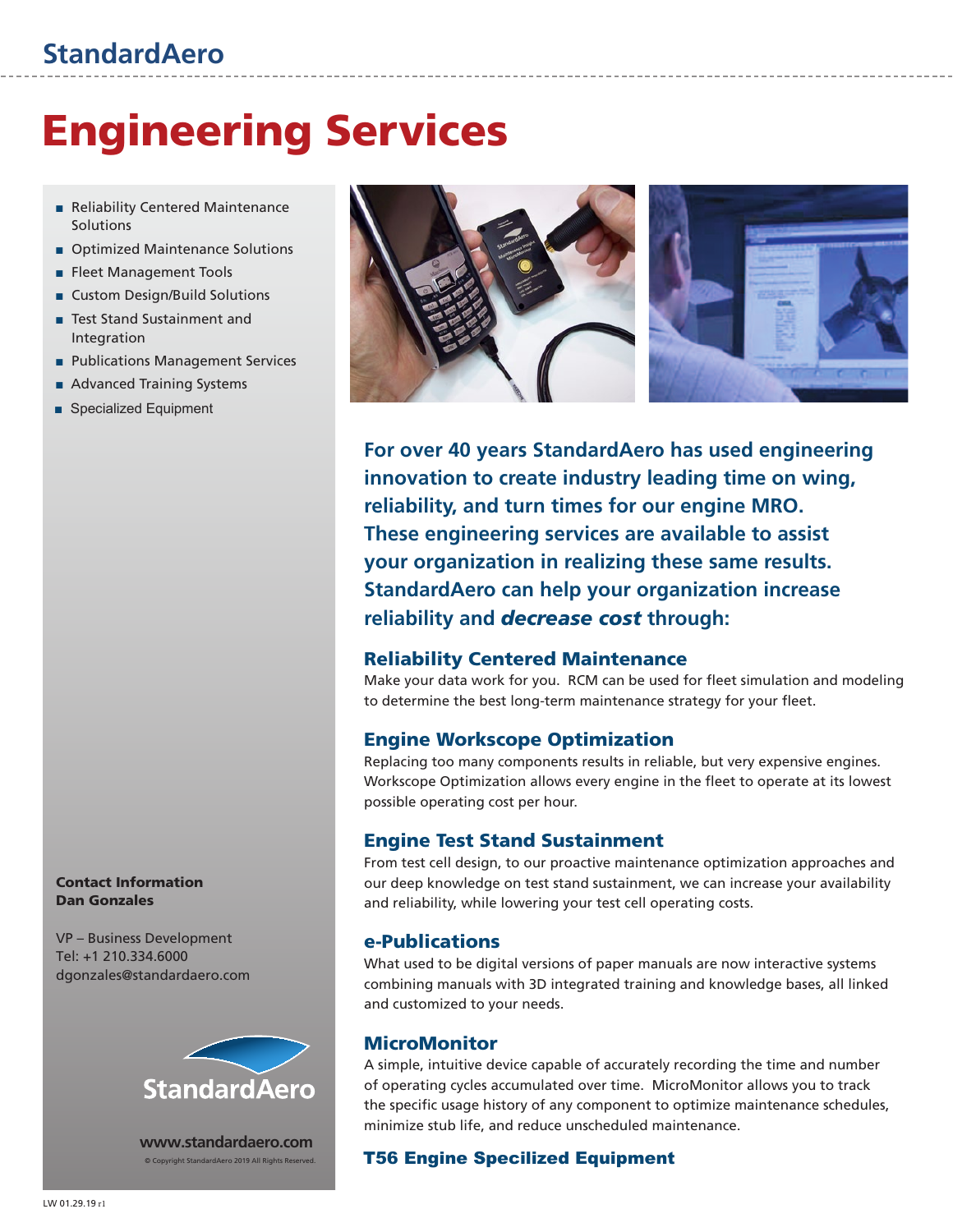StandardAero

# Engineering Services

- Reliability Centered Maintenance Solutions
- Optimized Maintenance Solutions
- Fleet Management Tools
- Custom Design/Build Solutions
- Test Stand Sustainment and Integration
- Publications Management Services
- Advanced Training Systems
- Specialized Equipment

**Contact Information**
**Dan Gonzales**

VP – Business Development
Tel: +1 210.334.6000
dgonzales@standardaero.com

StandardAero

www.standardaero.com

© Copyright StandardAero 2019 All Rights Reserved.

**For over 40 years StandardAero has used engineering innovation to create industry leading time on wing, reliability, and turn times for our engine MRO. These engineering services are available to assist your organization in realizing these same results. StandardAero can help your organization increase reliability and *decrease cost* through:**

## Reliability Centered Maintenance

Make your data work for you. RCM can be used for fleet simulation and modeling to determine the best long-term maintenance strategy for your fleet.

## Engine Workscope Optimization

Replacing too many components results in reliable, but very expensive engines. Workscope Optimization allows every engine in the fleet to operate at its lowest possible operating cost per hour.

## Engine Test Stand Sustainment

From test cell design, to our proactive maintenance optimization approaches and our deep knowledge on test stand sustainment, we can increase your availability and reliability, while lowering your test cell operating costs.

## e-Publications

What used to be digital versions of paper manuals are now interactive systems combining manuals with 3D integrated training and knowledge bases, all linked and customized to your needs.

## MicroMonitor

A simple, intuitive device capable of accurately recording the time and number of operating cycles accumulated over time. MicroMonitor allows you to track the specific usage history of any component to optimize maintenance schedules, minimize stub life, and reduce unscheduled maintenance.

## T56 Engine Specilized Equipment

LW 01.29.19 r1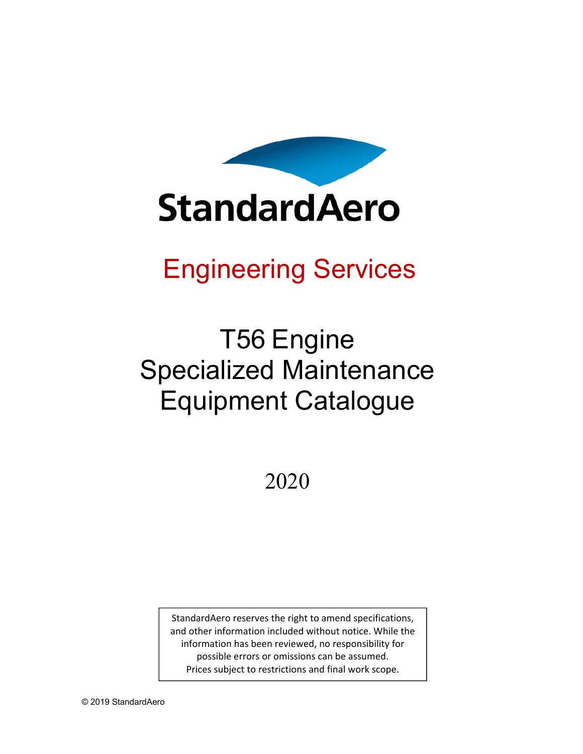# StandardAero

## Engineering Services

# T56 Engine Specialized Maintenance Equipment Catalogue

2020

StandardAero reserves the right to amend specifications, and other information included without notice. While the information has been reviewed, no responsibility for possible errors or omissions can be assumed. Prices subject to restrictions and final work scope.

© 2019 StandardAero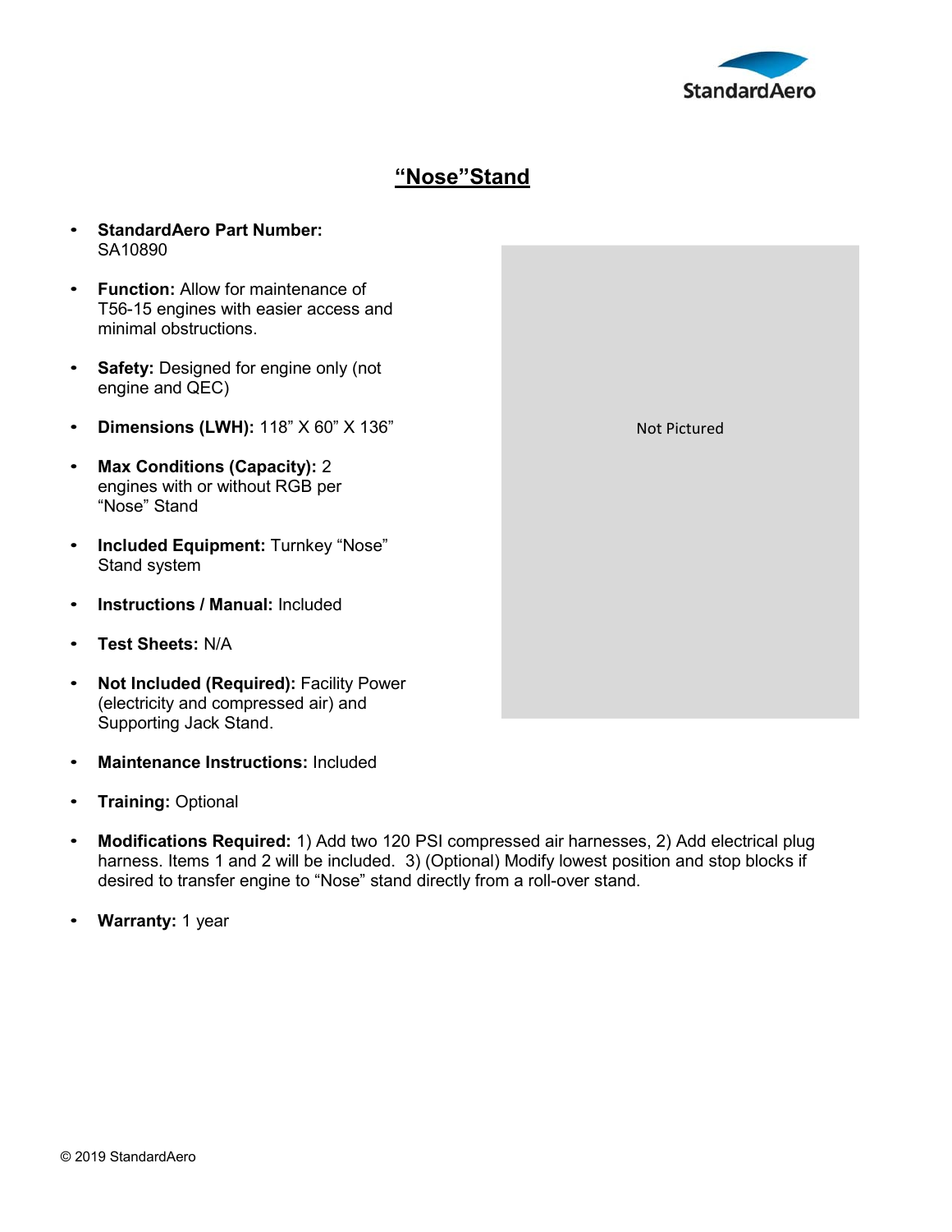# "Nose"Stand

- **StandardAero Part Number:** SA10890
- **Function:** Allow for maintenance of T56-15 engines with easier access and minimal obstructions.
- **Safety:** Designed for engine only (not engine and QEC)
- **Dimensions (LWH):** 118" X 60" X 136"
- **Max Conditions (Capacity):** 2 engines with or without RGB per "Nose" Stand
- **Included Equipment:** Turnkey "Nose" Stand system
- **Instructions / Manual:** Included
- **Test Sheets:** N/A
- **Not Included (Required):** Facility Power (electricity and compressed air) and Supporting Jack Stand.
- **Maintenance Instructions:** Included
- **Training:** Optional
- **Modifications Required:** 1) Add two 120 PSI compressed air harnesses, 2) Add electrical plug harness. Items 1 and 2 will be included. 3) (Optional) Modify lowest position and stop blocks if desired to transfer engine to "Nose" stand directly from a roll-over stand.
- **Warranty:** 1 year

Not Pictured

© 2019 StandardAero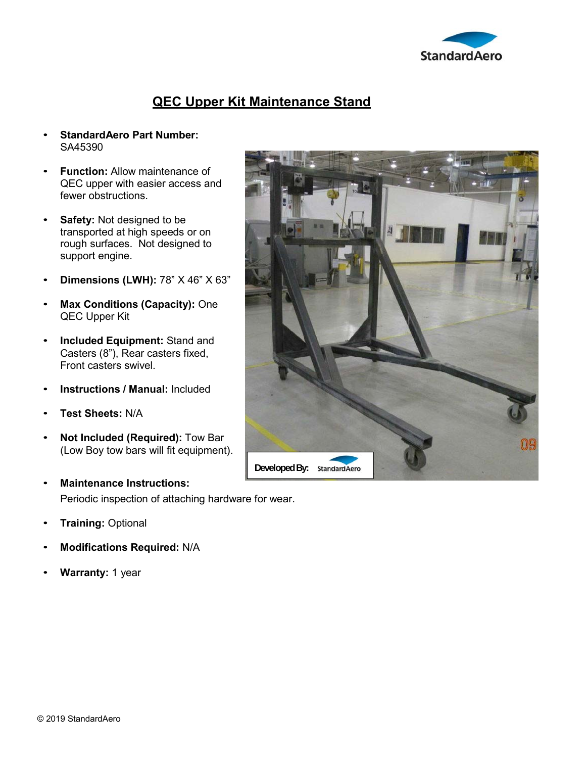# QEC Upper Kit Maintenance Stand

- **StandardAero Part Number:** SA45390
- **Function:** Allow maintenance of QEC upper with easier access and fewer obstructions.
- **Safety:** Not designed to be transported at high speeds or on rough surfaces. Not designed to support engine.
- **Dimensions (LWH):** 78” X 46” X 63”
- **Max Conditions (Capacity):** One QEC Upper Kit
- **Included Equipment:** Stand and Casters (8”), Rear casters fixed, Front casters swivel.
- **Instructions / Manual:** Included
- **Test Sheets:** N/A
- **Not Included (Required):** Tow Bar (Low Boy tow bars will fit equipment).
- **Maintenance Instructions:**
  Periodic inspection of attaching hardware for wear.
- **Training:** Optional
- **Modifications Required:** N/A
- **Warranty:** 1 year

© 2019 StandardAero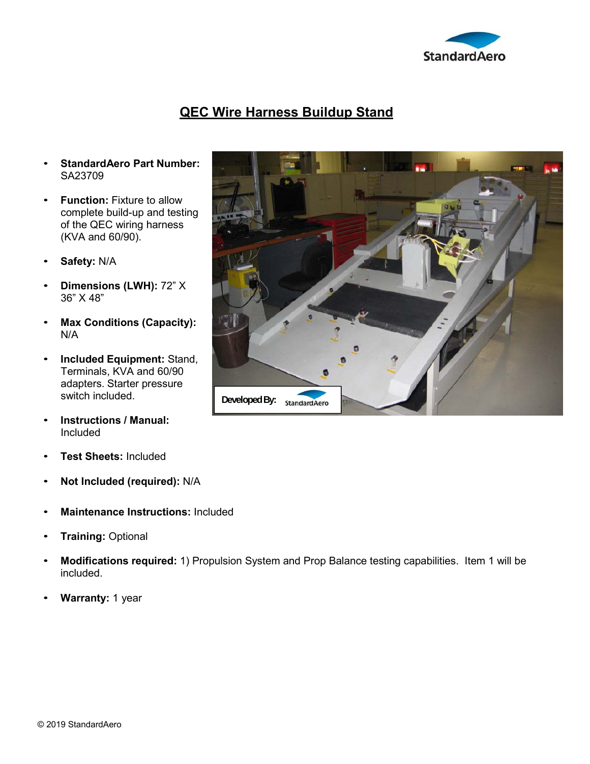# QEC Wire Harness Buildup Stand

- **StandardAero Part Number:** SA23709
- **Function:** Fixture to allow complete build-up and testing of the QEC wiring harness (KVA and 60/90).
- **Safety:** N/A
- **Dimensions (LWH):** 72" X 36" X 48"
- **Max Conditions (Capacity):** N/A
- **Included Equipment:** Stand, Terminals, KVA and 60/90 adapters. Starter pressure switch included.
- **Instructions / Manual:** Included
- **Test Sheets:** Included
- **Not Included (required):** N/A
- **Maintenance Instructions:** Included
- **Training:** Optional
- **Modifications required:** 1) Propulsion System and Prop Balance testing capabilities. Item 1 will be included.
- **Warranty:** 1 year

© 2019 StandardAero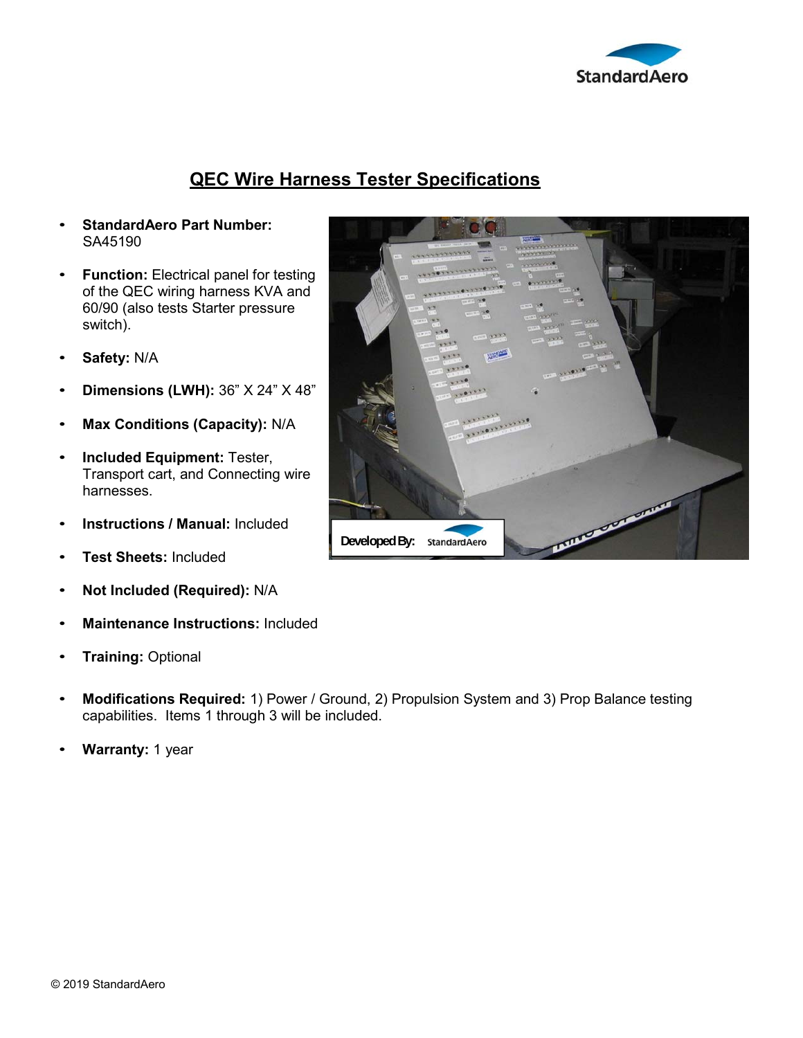# QEC Wire Harness Tester Specifications

- **StandardAero Part Number:** SA45190
- **Function:** Electrical panel for testing of the QEC wiring harness KVA and 60/90 (also tests Starter pressure switch).
- **Safety:** N/A
- **Dimensions (LWH):** 36” X 24” X 48”
- **Max Conditions (Capacity):** N/A
- **Included Equipment:** Tester, Transport cart, and Connecting wire harnesses.
- **Instructions / Manual:** Included
- **Test Sheets:** Included
- **Not Included (Required):** N/A
- **Maintenance Instructions:** Included
- **Training:** Optional
- **Modifications Required:** 1) Power / Ground, 2) Propulsion System and 3) Prop Balance testing capabilities. Items 1 through 3 will be included.
- **Warranty:** 1 year

© 2019 StandardAero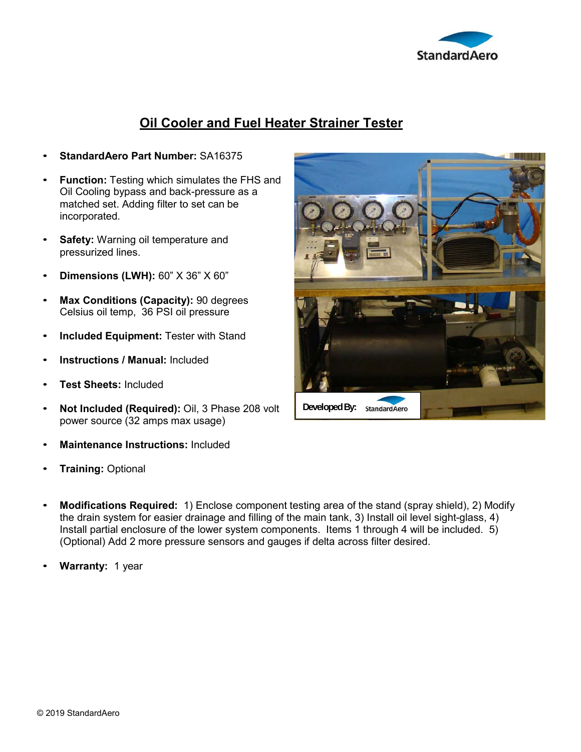## Oil Cooler and Fuel Heater Strainer Tester

- **StandardAero Part Number:** SA16375
- **Function:** Testing which simulates the FHS and Oil Cooling bypass and back-pressure as a matched set. Adding filter to set can be incorporated.
- **Safety:** Warning oil temperature and pressurized lines.
- **Dimensions (LWH):** 60” X 36” X 60”
- **Max Conditions (Capacity):** 90 degrees Celsius oil temp, 36 PSI oil pressure
- **Included Equipment:** Tester with Stand
- **Instructions / Manual:** Included
- **Test Sheets:** Included
- **Not Included (Required):** Oil, 3 Phase 208 volt power source (32 amps max usage)
- **Maintenance Instructions:** Included
- **Training:** Optional
- **Modifications Required:** 1) Enclose component testing area of the stand (spray shield), 2) Modify the drain system for easier drainage and filling of the main tank, 3) Install oil level sight-glass, 4) Install partial enclosure of the lower system components. Items 1 through 4 will be included. 5) (Optional) Add 2 more pressure sensors and gauges if delta across filter desired.
- **Warranty:** 1 year

© 2019 StandardAero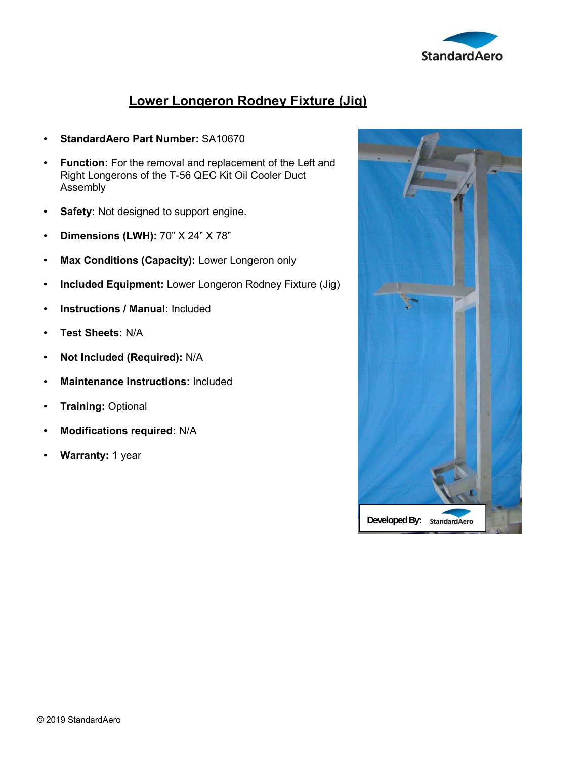# Lower Longeron Rodney Fixture (Jig)

- **StandardAero Part Number:** SA10670
- **Function:** For the removal and replacement of the Left and Right Longerons of the T-56 QEC Kit Oil Cooler Duct Assembly
- **Safety:** Not designed to support engine.
- **Dimensions (LWH):** 70” X 24” X 78”
- **Max Conditions (Capacity):** Lower Longeron only
- **Included Equipment:** Lower Longeron Rodney Fixture (Jig)
- **Instructions / Manual:** Included
- **Test Sheets:** N/A
- **Not Included (Required):** N/A
- **Maintenance Instructions:** Included
- **Training:** Optional
- **Modifications required:** N/A
- **Warranty:** 1 year

© 2019 StandardAero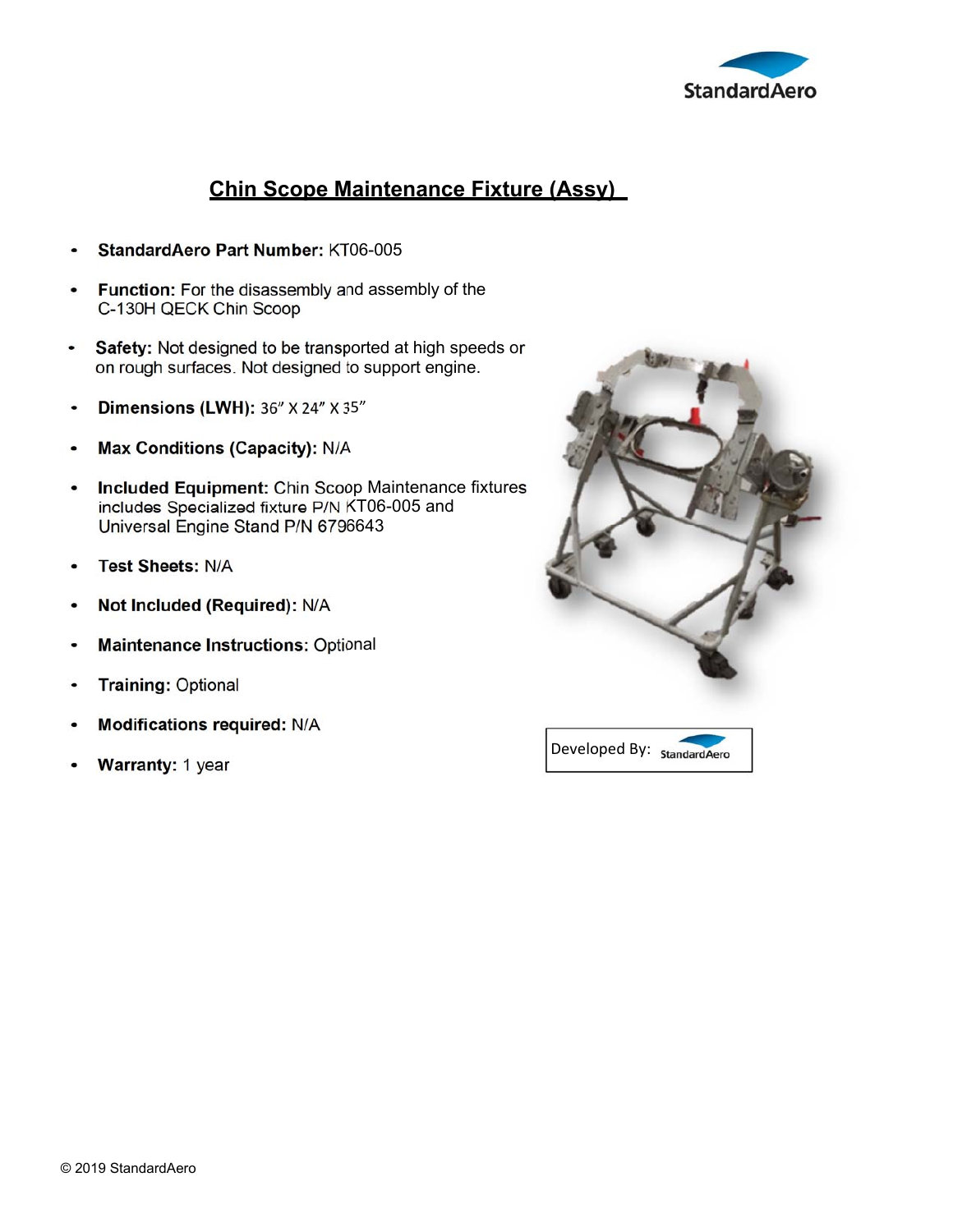# Chin Scope Maintenance Fixture (Assy)

- **StandardAero Part Number:** KT06-005
- **Function:** For the disassembly and assembly of the C-130H QECK Chin Scoop
- **Safety:** Not designed to be transported at high speeds or on rough surfaces. Not designed to support engine.
- **Dimensions (LWH):** 36" X 24" X 35"
- **Max Conditions (Capacity):** N/A
- **Included Equipment:** Chin Scoop Maintenance fixtures includes Specialized fixture P/N KT06-005 and Universal Engine Stand P/N 6796643
- **Test Sheets:** N/A
- **Not Included (Required):** N/A
- **Maintenance Instructions:** Optional
- **Training:** Optional
- **Modifications required:** N/A
- **Warranty:** 1 year

Developed By: StandardAero

© 2019 StandardAero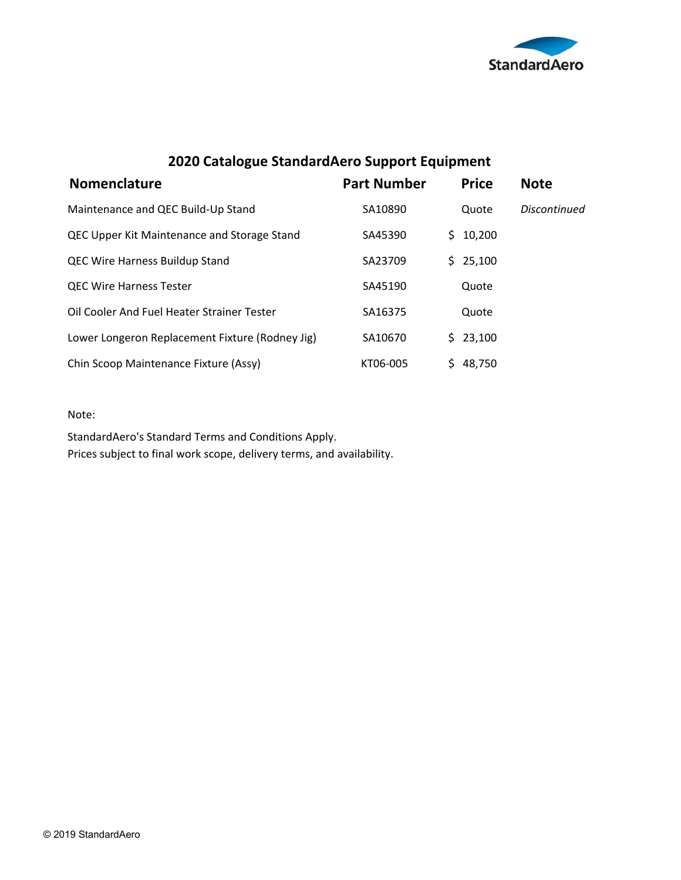## 2020 Catalogue StandardAero Support Equipment

| Nomenclature | Part Number | Price | Note |
|---|---|---|---|
| Maintenance and QEC Build-Up Stand | SA10890 | Quote | *Discontinued* |
| QEC Upper Kit Maintenance and Storage Stand | SA45390 | $ 10,200 | |
| QEC Wire Harness Buildup Stand | SA23709 | $ 25,100 | |
| QEC Wire Harness Tester | SA45190 | Quote | |
| Oil Cooler And Fuel Heater Strainer Tester | SA16375 | Quote | |
| Lower Longeron Replacement Fixture (Rodney Jig) | SA10670 | $ 23,100 | |
| Chin Scoop Maintenance Fixture (Assy) | KT06-005 | $ 48,750 | |

Note:

StandardAero's Standard Terms and Conditions Apply.
Prices subject to final work scope, delivery terms, and availability.

© 2019 StandardAero